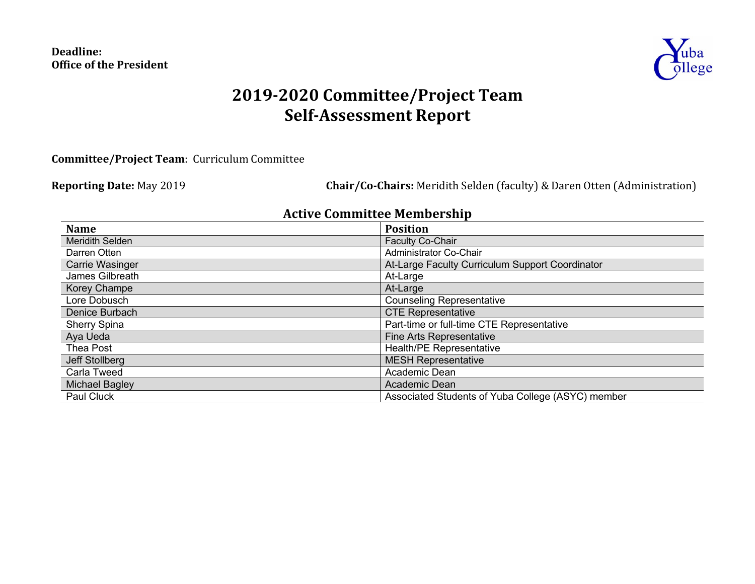**Deadline:**
**Office of the President**

# 2019-2020 Committee/Project Team Self-Assessment Report

**Committee/Project Team**: Curriculum Committee

**Reporting Date:** May 2019

**Chair/Co-Chairs:** Meridith Selden (faculty) & Daren Otten (Administration)

## Active Committee Membership

| Name | Position |
|---|---|
| Meridith Selden | Faculty Co-Chair |
| Darren Otten | Administrator Co-Chair |
| Carrie Wasinger | At-Large Faculty Curriculum Support Coordinator |
| James Gilbreath | At-Large |
| Korey Champe | At-Large |
| Lore Dobusch | Counseling Representative |
| Denice Burbach | CTE Representative |
| Sherry Spina | Part-time or full-time CTE Representative |
| Aya Ueda | Fine Arts Representative |
| Thea Post | Health/PE Representative |
| Jeff Stollberg | MESH Representative |
| Carla Tweed | Academic Dean |
| Michael Bagley | Academic Dean |
| Paul Cluck | Associated Students of Yuba College (ASYC) member |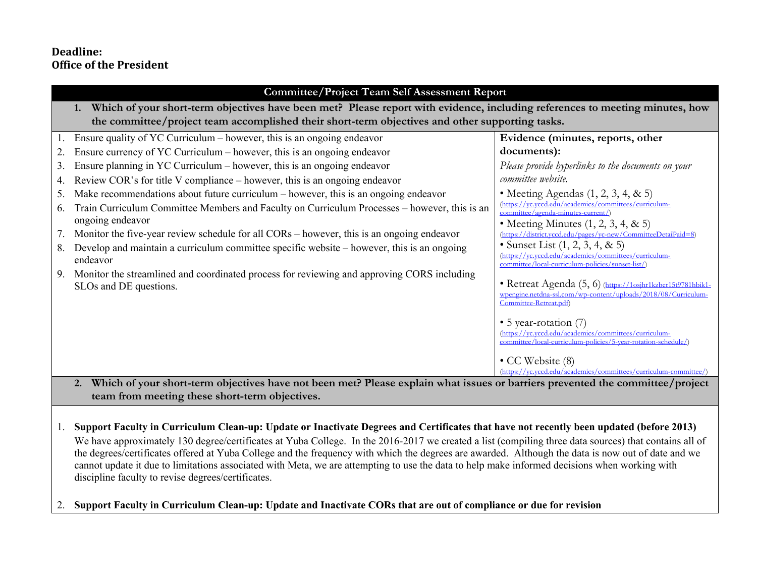**Deadline:**
**Office of the President**

| Committee/Project Team Self Assessment Report | |
|---|---|
| **1. Which of your short-term objectives have been met? Please report with evidence, including references to meeting minutes, how the committee/project team accomplished their short-term objectives and other supporting tasks.** | |
| 1. Ensure quality of YC Curriculum – however, this is an ongoing endeavor<br>2. Ensure currency of YC Curriculum – however, this is an ongoing endeavor<br>3. Ensure planning in YC Curriculum – however, this is an ongoing endeavor<br>4. Review COR's for title V compliance – however, this is an ongoing endeavor<br>5. Make recommendations about future curriculum – however, this is an ongoing endeavor<br>6. Train Curriculum Committee Members and Faculty on Curriculum Processes – however, this is an ongoing endeavor<br>7. Monitor the five-year review schedule for all CORs – however, this is an ongoing endeavor<br>8. Develop and maintain a curriculum committee specific website – however, this is an ongoing endeavor<br>9. Monitor the streamlined and coordinated process for reviewing and approving CORS including SLOs and DE questions. | **Evidence (minutes, reports, other documents):**<br>*Please provide hyperlinks to the documents on your committee website.*<br>• Meeting Agendas (1, 2, 3, 4, & 5) (https://yc.yccd.edu/academics/committees/curriculum-committee/agenda-minutes-current/)<br>• Meeting Minutes (1, 2, 3, 4, & 5) (https://district.yccd.edu/pages/yc-new/CommitteeDetail?aid=8)<br>• Sunset List (1, 2, 3, 4, & 5) (https://yc.yccd.edu/academics/committees/curriculum-committee/local-curriculum-policies/sunset-list/)<br>• Retreat Agenda (5, 6) (https://1osjhr1kzber15t9781hbik1-wpengine.netdna-ssl.com/wp-content/uploads/2018/08/Curriculum-Committee-Retreat.pdf)<br>• 5 year-rotation (7) (https://yc.yccd.edu/academics/committees/curriculum-committee/local-curriculum-policies/5-year-rotation-schedule/)<br>• CC Website (8) (https://yc.yccd.edu/academics/committees/curriculum-committee/) |
| **2. Which of your short-term objectives have not been met? Please explain what issues or barriers prevented the committee/project team from meeting these short-term objectives.** | |

1. **Support Faculty in Curriculum Clean-up: Update or Inactivate Degrees and Certificates that have not recently been updated (before 2013)**
   We have approximately 130 degree/certificates at Yuba College. In the 2016-2017 we created a list (compiling three data sources) that contains all of the degrees/certificates offered at Yuba College and the frequency with which the degrees are awarded. Although the data is now out of date and we cannot update it due to limitations associated with Meta, we are attempting to use the data to help make informed decisions when working with discipline faculty to revise degrees/certificates.

2. **Support Faculty in Curriculum Clean-up: Update and Inactivate CORs that are out of compliance or due for revision**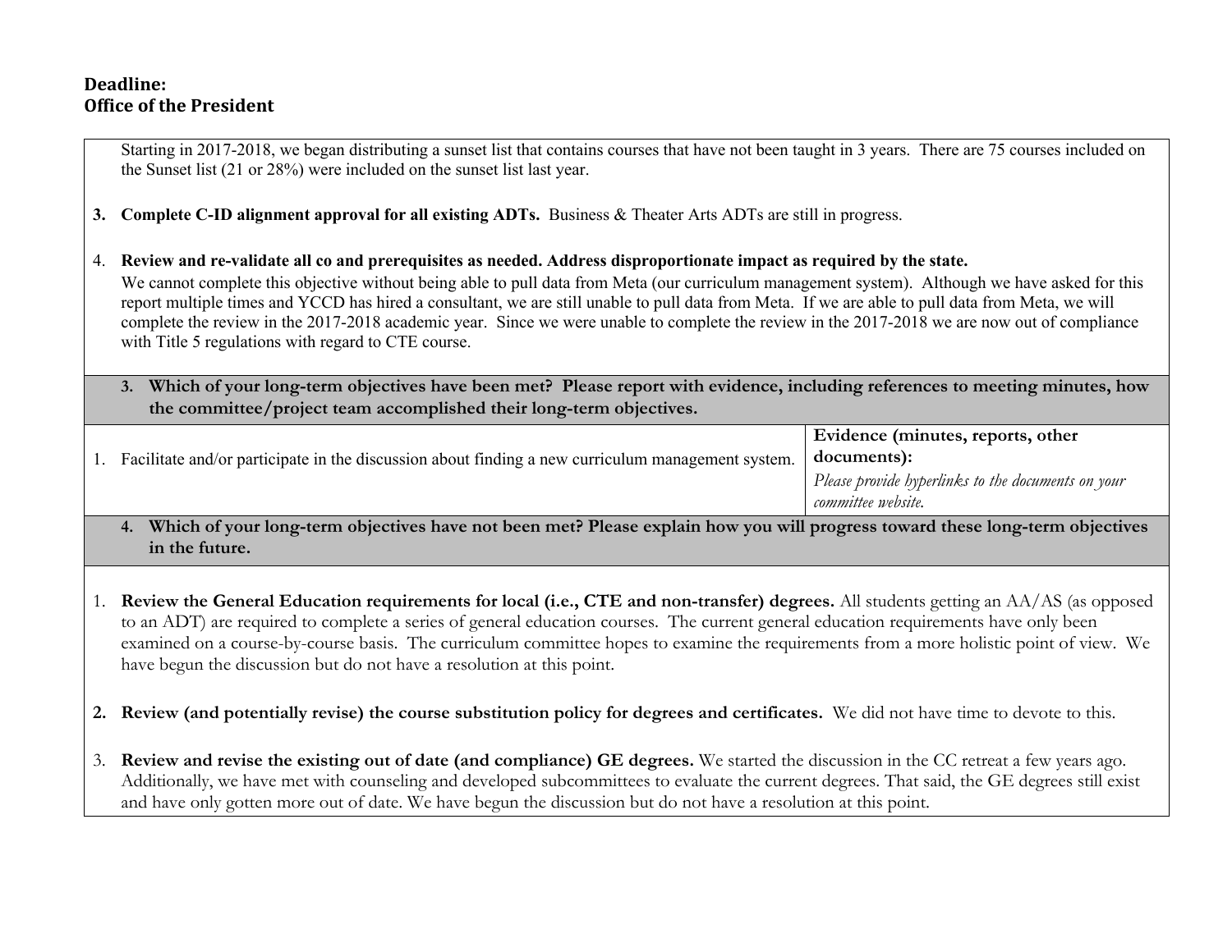**Deadline:**
**Office of the President**

Starting in 2017-2018, we began distributing a sunset list that contains courses that have not been taught in 3 years. There are 75 courses included on the Sunset list (21 or 28%) were included on the sunset list last year.

3. **Complete C-ID alignment approval for all existing ADTs.** Business & Theater Arts ADTs are still in progress.

4. **Review and re-validate all co and prerequisites as needed. Address disproportionate impact as required by the state.**
   We cannot complete this objective without being able to pull data from Meta (our curriculum management system). Although we have asked for this report multiple times and YCCD has hired a consultant, we are still unable to pull data from Meta. If we are able to pull data from Meta, we will complete the review in the 2017-2018 academic year. Since we were unable to complete the review in the 2017-2018 we are now out of compliance with Title 5 regulations with regard to CTE course.

**3. Which of your long-term objectives have been met? Please report with evidence, including references to meeting minutes, how the committee/project team accomplished their long-term objectives.**

| | |
|---|---|
| 1. Facilitate and/or participate in the discussion about finding a new curriculum management system. | **Evidence (minutes, reports, other documents):** *Please provide hyperlinks to the documents on your committee website.* |

**4. Which of your long-term objectives have not been met? Please explain how you will progress toward these long-term objectives in the future.**

1. **Review the General Education requirements for local (i.e., CTE and non-transfer) degrees.** All students getting an AA/AS (as opposed to an ADT) are required to complete a series of general education courses. The current general education requirements have only been examined on a course-by-course basis. The curriculum committee hopes to examine the requirements from a more holistic point of view. We have begun the discussion but do not have a resolution at this point.

2. **Review (and potentially revise) the course substitution policy for degrees and certificates.** We did not have time to devote to this.

3. **Review and revise the existing out of date (and compliance) GE degrees.** We started the discussion in the CC retreat a few years ago. Additionally, we have met with counseling and developed subcommittees to evaluate the current degrees. That said, the GE degrees still exist and have only gotten more out of date. We have begun the discussion but do not have a resolution at this point.